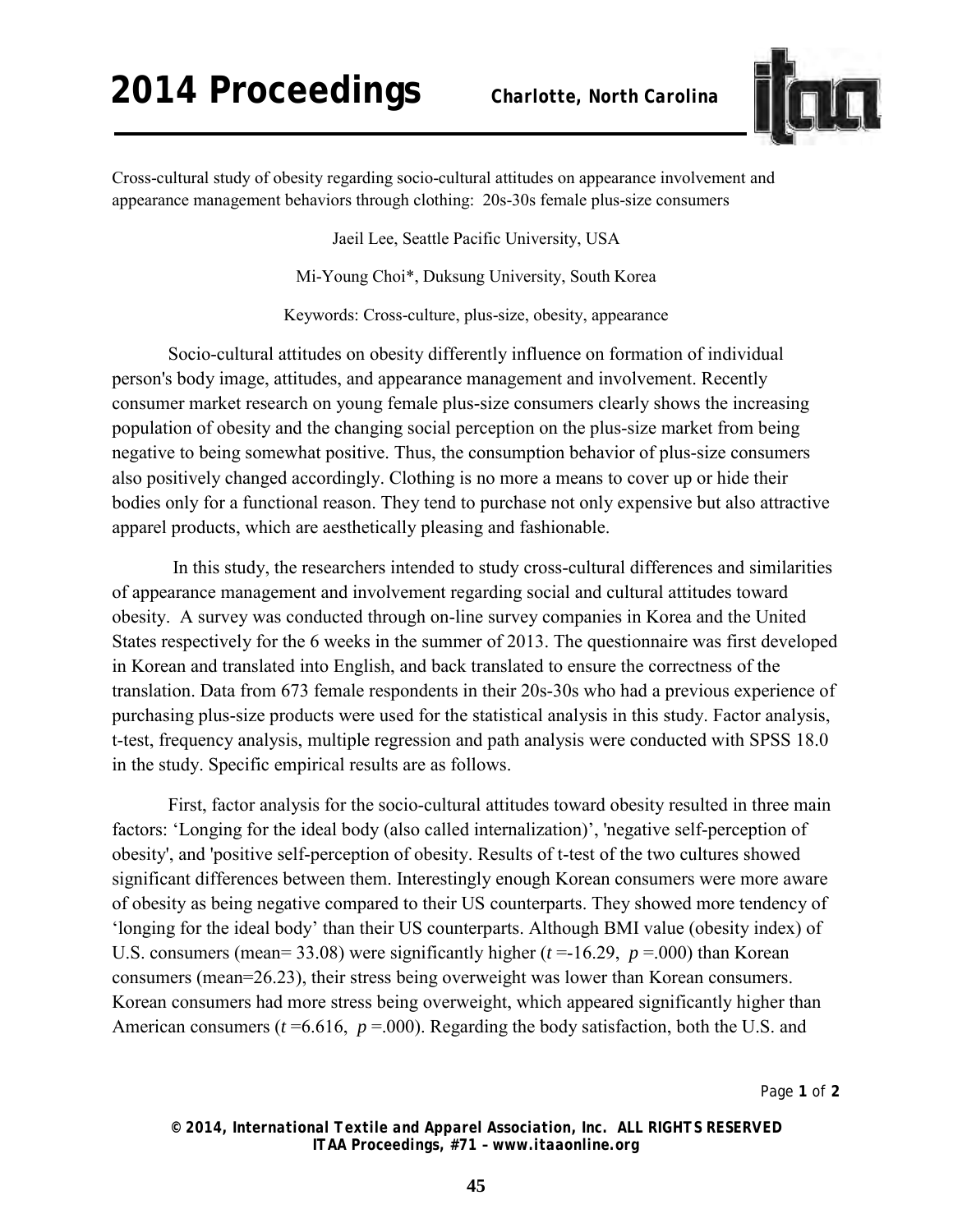Cross-cultural study of obesity regarding socio-cultural attitudes on appearance involvement and appearance management behaviors through clothing: 20s-30s female plus-size consumers

Jaeil Lee, Seattle Pacific University, USA

Mi-Young Choi*, Duksung University, South Korea

Keywords: Cross-culture, plus-size, obesity, appearance

Socio-cultural attitudes on obesity differently influence on formation of individual person's body image, attitudes, and appearance management and involvement. Recently consumer market research on young female plus-size consumers clearly shows the increasing population of obesity and the changing social perception on the plus-size market from being negative to being somewhat positive. Thus, the consumption behavior of plus-size consumers also positively changed accordingly. Clothing is no more a means to cover up or hide their bodies only for a functional reason. They tend to purchase not only expensive but also attractive apparel products, which are aesthetically pleasing and fashionable.

In this study, the researchers intended to study cross-cultural differences and similarities of appearance management and involvement regarding social and cultural attitudes toward obesity. A survey was conducted through on-line survey companies in Korea and the United States respectively for the 6 weeks in the summer of 2013. The questionnaire was first developed in Korean and translated into English, and back translated to ensure the correctness of the translation. Data from 673 female respondents in their 20s-30s who had a previous experience of purchasing plus-size products were used for the statistical analysis in this study. Factor analysis, t-test, frequency analysis, multiple regression and path analysis were conducted with SPSS 18.0 in the study. Specific empirical results are as follows.

First, factor analysis for the socio-cultural attitudes toward obesity resulted in three main factors: 'Longing for the ideal body (also called internalization)', 'negative self-perception of obesity', and 'positive self-perception of obesity. Results of t-test of the two cultures showed significant differences between them. Interestingly enough Korean consumers were more aware of obesity as being negative compared to their US counterparts. They showed more tendency of 'longing for the ideal body' than their US counterparts. Although BMI value (obesity index) of U.S. consumers (mean= 33.08) were significantly higher ($t$ =-16.29, $p$ =.000) than Korean consumers (mean=26.23), their stress being overweight was lower than Korean consumers. Korean consumers had more stress being overweight, which appeared significantly higher than American consumers ($t$ =6.616, $p$ =.000). Regarding the body satisfaction, both the U.S. and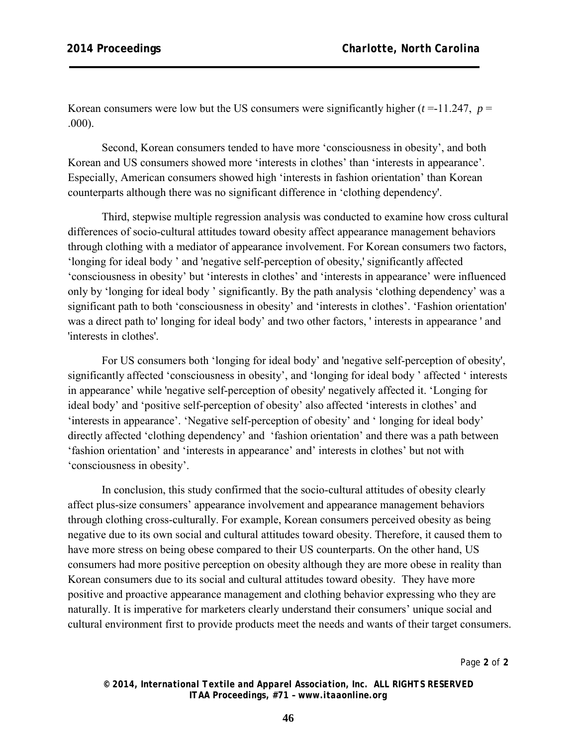Korean consumers were low but the US consumers were significantly higher ($t$ =-11.247, $p$ = .000).

Second, Korean consumers tended to have more 'consciousness in obesity', and both Korean and US consumers showed more 'interests in clothes' than 'interests in appearance'. Especially, American consumers showed high 'interests in fashion orientation' than Korean counterparts although there was no significant difference in 'clothing dependency'.

Third, stepwise multiple regression analysis was conducted to examine how cross cultural differences of socio-cultural attitudes toward obesity affect appearance management behaviors through clothing with a mediator of appearance involvement. For Korean consumers two factors, 'longing for ideal body ' and 'negative self-perception of obesity,' significantly affected 'consciousness in obesity' but 'interests in clothes' and 'interests in appearance' were influenced only by 'longing for ideal body ' significantly. By the path analysis 'clothing dependency' was a significant path to both 'consciousness in obesity' and 'interests in clothes'. 'Fashion orientation' was a direct path to' longing for ideal body' and two other factors, ' interests in appearance ' and 'interests in clothes'.

For US consumers both 'longing for ideal body' and 'negative self-perception of obesity', significantly affected 'consciousness in obesity', and 'longing for ideal body ' affected ' interests in appearance' while 'negative self-perception of obesity' negatively affected it. 'Longing for ideal body' and 'positive self-perception of obesity' also affected 'interests in clothes' and 'interests in appearance'. 'Negative self-perception of obesity' and ' longing for ideal body' directly affected 'clothing dependency' and 'fashion orientation' and there was a path between 'fashion orientation' and 'interests in appearance' and' interests in clothes' but not with 'consciousness in obesity'.

In conclusion, this study confirmed that the socio-cultural attitudes of obesity clearly affect plus-size consumers' appearance involvement and appearance management behaviors through clothing cross-culturally. For example, Korean consumers perceived obesity as being negative due to its own social and cultural attitudes toward obesity. Therefore, it caused them to have more stress on being obese compared to their US counterparts. On the other hand, US consumers had more positive perception on obesity although they are more obese in reality than Korean consumers due to its social and cultural attitudes toward obesity. They have more positive and proactive appearance management and clothing behavior expressing who they are naturally. It is imperative for marketers clearly understand their consumers' unique social and cultural environment first to provide products meet the needs and wants of their target consumers.